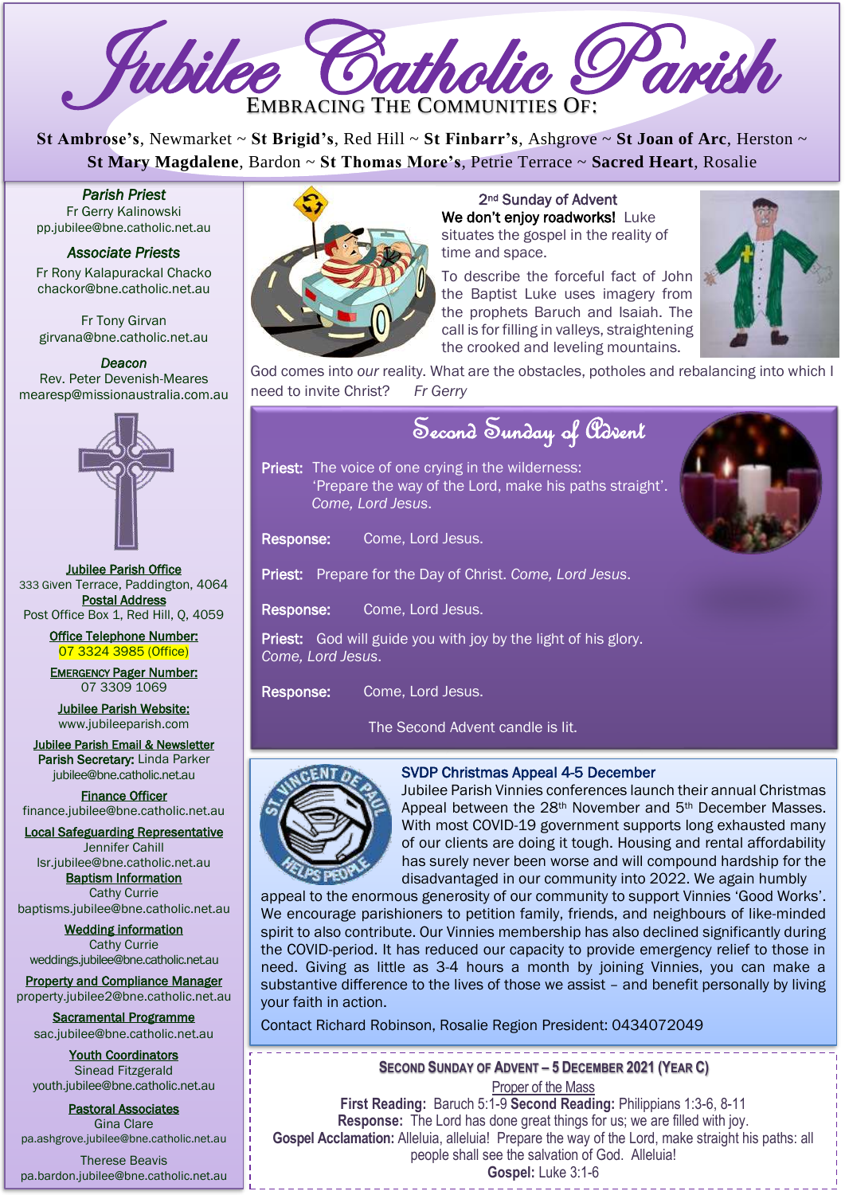# Jubilee Catholic Parish

EMBRACING THE COMMUNITIES OF:

**St Ambrose's**, Newmarket ~ **St Brigid's**, Red Hill ~ **St Finbarr's**, Ashgrove ~ **St Joan of Arc**, Herston ~ **St Mary Magdalene**, Bardon ~ **St Thomas More's**, Petrie Terrace ~ **Sacred Heart**, Rosalie

*Parish Priest*
Fr Gerry Kalinowski
pp.jubilee@bne.catholic.net.au

*Associate Priests*
Fr Rony Kalapurackal Chacko
chackor@bne.catholic.net.au

Fr Tony Girvan
girvana@bne.catholic.net.au

*Deacon*
Rev. Peter Devenish-Meares
mearesp@missionaustralia.com.au

**Jubilee Parish Office**
333 Given Terrace, Paddington, 4064

**Postal Address**
Post Office Box 1, Red Hill, Q, 4059

**Office Telephone Number:**
07 3324 3985 (Office)

**EMERGENCY Pager Number:**
07 3309 1069

**Jubilee Parish Website:**
www.jubileeparish.com

**Jubilee Parish Email & Newsletter**
**Parish Secretary:** Linda Parker
jubilee@bne.catholic.net.au

**Finance Officer**
finance.jubilee@bne.catholic.net.au

**Local Safeguarding Representative**
Jennifer Cahill
lsr.jubilee@bne.catholic.net.au

**Baptism Information**
Cathy Currie
baptisms.jubilee@bne.catholic.net.au

**Wedding information**
Cathy Currie
weddings.jubilee@bne.catholic.net.au

**Property and Compliance Manager**
property.jubilee2@bne.catholic.net.au

**Sacramental Programme**
sac.jubilee@bne.catholic.net.au

**Youth Coordinators**
Sinead Fitzgerald
youth.jubilee@bne.catholic.net.au

**Pastoral Associates**
Gina Clare
pa.ashgrove.jubilee@bne.catholic.net.au

Therese Beavis
pa.bardon.jubilee@bne.catholic.net.au

## 2nd Sunday of Advent

**We don't enjoy roadworks!** Luke situates the gospel in the reality of time and space.

To describe the forceful fact of John the Baptist Luke uses imagery from the prophets Baruch and Isaiah. The call is for filling in valleys, straightening the crooked and leveling mountains.

God comes into *our* reality. What are the obstacles, potholes and rebalancing into which I need to invite Christ? *Fr Gerry*

## Second Sunday of Advent

**Priest:** The voice of one crying in the wilderness:
'Prepare the way of the Lord, make his paths straight'.
*Come, Lord Jesus.*

**Response:** Come, Lord Jesus.

**Priest:** Prepare for the Day of Christ. *Come, Lord Jesus.*

**Response:** Come, Lord Jesus.

**Priest:** God will guide you with joy by the light of his glory. *Come, Lord Jesus.*

**Response:** Come, Lord Jesus.

The Second Advent candle is lit.

## SVDP Christmas Appeal 4-5 December

Jubilee Parish Vinnies conferences launch their annual Christmas Appeal between the 28th November and 5th December Masses. With most COVID-19 government supports long exhausted many of our clients are doing it tough. Housing and rental affordability has surely never been worse and will compound hardship for the disadvantaged in our community into 2022. We again humbly appeal to the enormous generosity of our community to support Vinnies 'Good Works'. We encourage parishioners to petition family, friends, and neighbours of like-minded spirit to also contribute. Our Vinnies membership has also declined significantly during the COVID-period. It has reduced our capacity to provide emergency relief to those in need. Giving as little as 3-4 hours a month by joining Vinnies, you can make a substantive difference to the lives of those we assist – and benefit personally by living your faith in action.

Contact Richard Robinson, Rosalie Region President: 0434072049

## SECOND SUNDAY OF ADVENT – 5 DECEMBER 2021 (YEAR C)

Proper of the Mass

**First Reading:** Baruch 5:1-9 **Second Reading:** Philippians 1:3-6, 8-11
**Response:** The Lord has done great things for us; we are filled with joy.
**Gospel Acclamation:** Alleluia, alleluia! Prepare the way of the Lord, make straight his paths: all people shall see the salvation of God. Alleluia!
**Gospel:** Luke 3:1-6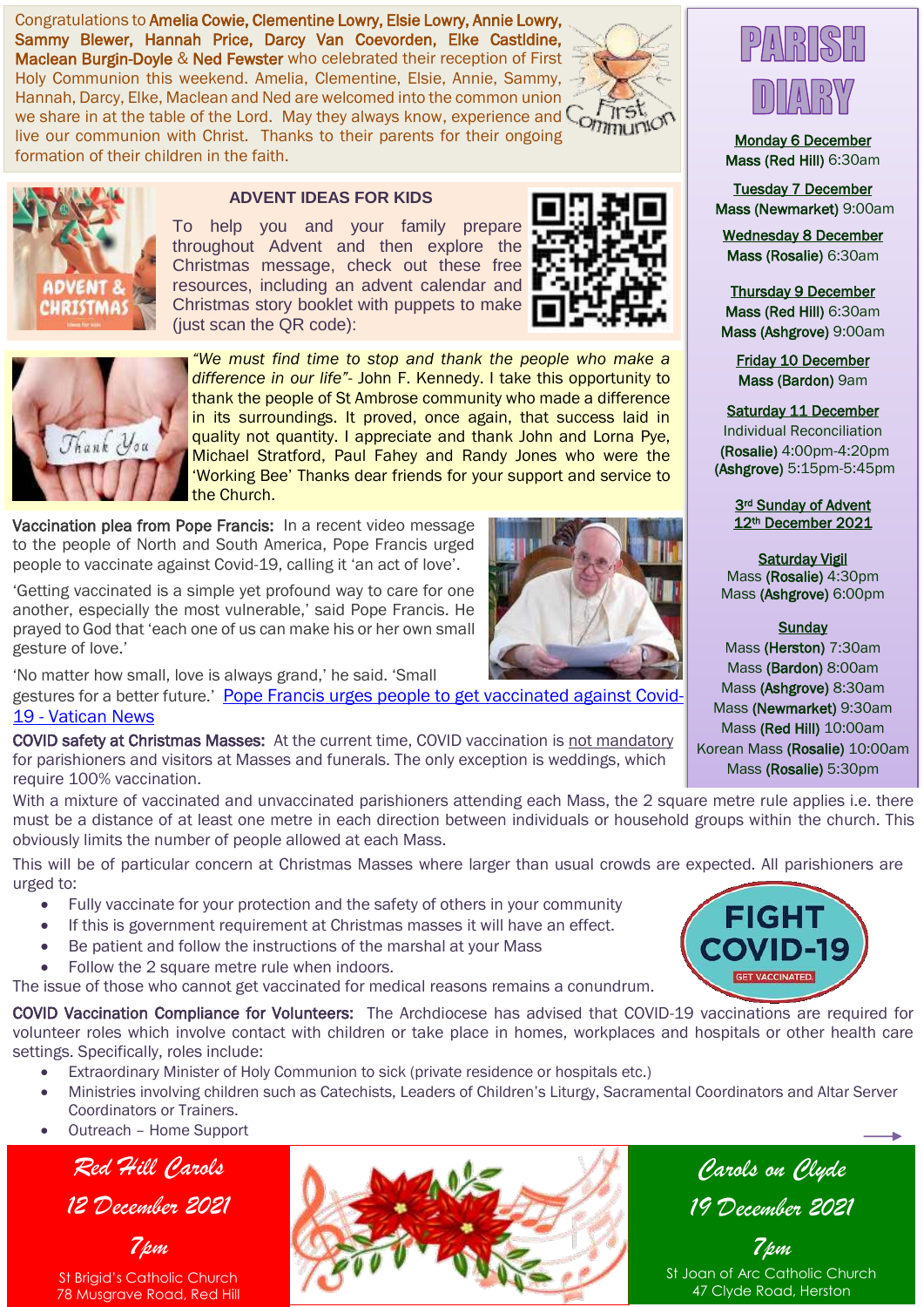Congratulations to **Amelia Cowie, Clementine Lowry, Elsie Lowry, Annie Lowry, Sammy Blewer, Hannah Price, Darcy Van Coevorden, Elke Castldine, Maclean Burgin-Doyle & Ned Fewster** who celebrated their reception of First Holy Communion this weekend. Amelia, Clementine, Elsie, Annie, Sammy, Hannah, Darcy, Elke, Maclean and Ned are welcomed into the common union we share in at the table of the Lord. May they always know, experience and live our communion with Christ. Thanks to their parents for their ongoing formation of their children in the faith.

## ADVENT IDEAS FOR KIDS

To help you and your family prepare throughout Advent and then explore the Christmas message, check out these free resources, including an advent calendar and Christmas story booklet with puppets to make (just scan the QR code):

*"We must find time to stop and thank the people who make a difference in our life"*- John F. Kennedy. I take this opportunity to thank the people of St Ambrose community who made a difference in its surroundings. It proved, once again, that success laid in quality not quantity. I appreciate and thank John and Lorna Pye, Michael Stratford, Paul Fahey and Randy Jones who were the 'Working Bee' Thanks dear friends for your support and service to the Church.

**Vaccination plea from Pope Francis:** In a recent video message to the people of North and South America, Pope Francis urged people to vaccinate against Covid-19, calling it 'an act of love'.

'Getting vaccinated is a simple yet profound way to care for one another, especially the most vulnerable,' said Pope Francis. He prayed to God that 'each one of us can make his or her own small gesture of love.'

'No matter how small, love is always grand,' he said. 'Small gestures for a better future.' Pope Francis urges people to get vaccinated against Covid-19 - Vatican News

**COVID safety at Christmas Masses:** At the current time, COVID vaccination is not mandatory for parishioners and visitors at Masses and funerals. The only exception is weddings, which require 100% vaccination.

With a mixture of vaccinated and unvaccinated parishioners attending each Mass, the 2 square metre rule applies i.e. there must be a distance of at least one metre in each direction between individuals or household groups within the church. This obviously limits the number of people allowed at each Mass.

This will be of particular concern at Christmas Masses where larger than usual crowds are expected. All parishioners are urged to:

- Fully vaccinate for your protection and the safety of others in your community
- If this is government requirement at Christmas masses it will have an effect.
- Be patient and follow the instructions of the marshal at your Mass
- Follow the 2 square metre rule when indoors.

The issue of those who cannot get vaccinated for medical reasons remains a conundrum.

**COVID Vaccination Compliance for Volunteers:** The Archdiocese has advised that COVID-19 vaccinations are required for volunteer roles which involve contact with children or take place in homes, workplaces and hospitals or other health care settings. Specifically, roles include:

- Extraordinary Minister of Holy Communion to sick (private residence or hospitals etc.)
- Ministries involving children such as Catechists, Leaders of Children's Liturgy, Sacramental Coordinators and Altar Server Coordinators or Trainers.
- Outreach – Home Support

## PARISH DIARY

**Monday 6 December**
**Mass (Red Hill)** 6:30am

**Tuesday 7 December**
**Mass (Newmarket)** 9:00am

**Wednesday 8 December**
**Mass (Rosalie)** 6:30am

**Thursday 9 December**
**Mass (Red Hill)** 6:30am
**Mass (Ashgrove)** 9:00am

**Friday 10 December**
**Mass (Bardon)** 9am

**Saturday 11 December**
Individual Reconciliation
**(Rosalie)** 4:00pm-4:20pm
**(Ashgrove)** 5:15pm-5:45pm

**3rd Sunday of Advent**
**12th December 2021**

**Saturday Vigil**
Mass **(Rosalie)** 4:30pm
Mass **(Ashgrove)** 6:00pm

**Sunday**
Mass **(Herston)** 7:30am
Mass **(Bardon)** 8:00am
Mass **(Ashgrove)** 8:30am
Mass **(Newmarket)** 9:30am
Mass **(Red Hill)** 10:00am
Korean Mass **(Rosalie)** 10:00am
Mass **(Rosalie)** 5:30pm

## Red Hill Carols
**12 December 2021**
**7pm**
St Brigid's Catholic Church
78 Musgrave Road, Red Hill

## Carols on Clyde
**19 December 2021**
**7pm**
St Joan of Arc Catholic Church
47 Clyde Road, Herston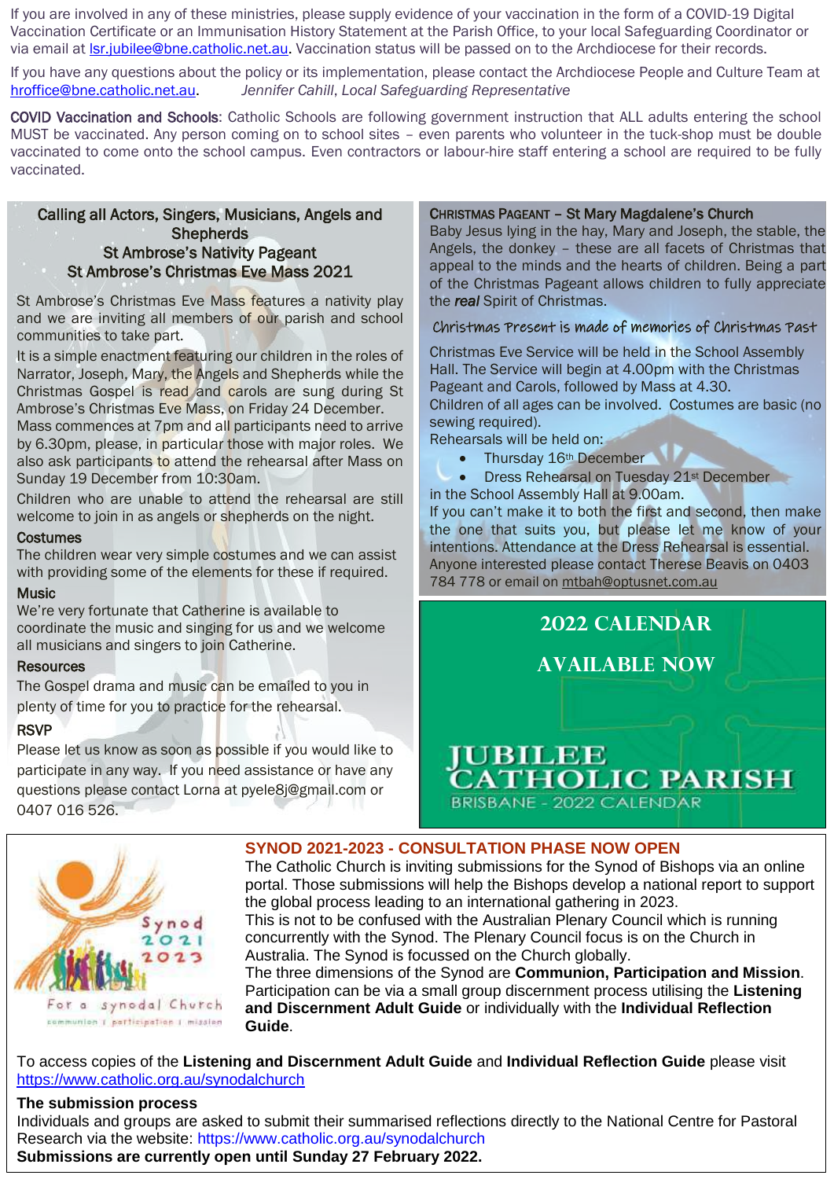If you are involved in any of these ministries, please supply evidence of your vaccination in the form of a COVID-19 Digital Vaccination Certificate or an Immunisation History Statement at the Parish Office, to your local Safeguarding Coordinator or via email at lsr.jubilee@bne.catholic.net.au. Vaccination status will be passed on to the Archdiocese for their records.

If you have any questions about the policy or its implementation, please contact the Archdiocese People and Culture Team at hroffice@bne.catholic.net.au. *Jennifer Cahill, Local Safeguarding Representative*

**COVID Vaccination and Schools**: Catholic Schools are following government instruction that ALL adults entering the school MUST be vaccinated. Any person coming on to school sites – even parents who volunteer in the tuck-shop must be double vaccinated to come onto the school campus. Even contractors or labour-hire staff entering a school are required to be fully vaccinated.

## Calling all Actors, Singers, Musicians, Angels and Shepherds
## St Ambrose's Nativity Pageant
## St Ambrose's Christmas Eve Mass 2021

St Ambrose's Christmas Eve Mass features a nativity play and we are inviting all members of our parish and school communities to take part.

It is a simple enactment featuring our children in the roles of Narrator, Joseph, Mary, the Angels and Shepherds while the Christmas Gospel is read and carols are sung during St Ambrose's Christmas Eve Mass, on Friday 24 December. Mass commences at 7pm and all participants need to arrive by 6.30pm, please, in particular those with major roles. We also ask participants to attend the rehearsal after Mass on Sunday 19 December from 10:30am.

Children who are unable to attend the rehearsal are still welcome to join in as angels or shepherds on the night.

**Costumes**

The children wear very simple costumes and we can assist with providing some of the elements for these if required.

**Music**

We're very fortunate that Catherine is available to coordinate the music and singing for us and we welcome all musicians and singers to join Catherine.

**Resources**

The Gospel drama and music can be emailed to you in plenty of time for you to practice for the rehearsal.

**RSVP**

Please let us know as soon as possible if you would like to participate in any way. If you need assistance or have any questions please contact Lorna at pyele8j@gmail.com or 0407 016 526.

## Christmas Pageant – St Mary Magdalene's Church

Baby Jesus lying in the hay, Mary and Joseph, the stable, the Angels, the donkey – these are all facets of Christmas that appeal to the minds and the hearts of children. Being a part of the Christmas Pageant allows children to fully appreciate the ***real*** Spirit of Christmas.

*Christmas Present is made of memories of Christmas Past*

Christmas Eve Service will be held in the School Assembly Hall. The Service will begin at 4.00pm with the Christmas Pageant and Carols, followed by Mass at 4.30.

Children of all ages can be involved. Costumes are basic (no sewing required).

Rehearsals will be held on:

- Thursday 16th December
- Dress Rehearsal on Tuesday 21st December

in the School Assembly Hall at 9.00am.

If you can't make it to both the first and second, then make the one that suits you, but please let me know of your intentions. Attendance at the Dress Rehearsal is essential.

Anyone interested please contact Therese Beavis on 0403 784 778 or email on mtbah@optusnet.com.au

## 2022 CALENDAR AVAILABLE NOW

**JUBILEE CATHOLIC PARISH**

BRISBANE - 2022 CALENDAR

## SYNOD 2021-2023 - CONSULTATION PHASE NOW OPEN

Synod 2021 2023 — For a synodal Church — communion | participation | mission

The Catholic Church is inviting submissions for the Synod of Bishops via an online portal. Those submissions will help the Bishops develop a national report to support the global process leading to an international gathering in 2023.

This is not to be confused with the Australian Plenary Council which is running concurrently with the Synod. The Plenary Council focus is on the Church in Australia. The Synod is focussed on the Church globally.

The three dimensions of the Synod are **Communion, Participation and Mission**. Participation can be via a small group discernment process utilising the **Listening and Discernment Adult Guide** or individually with the **Individual Reflection Guide**.

To access copies of the **Listening and Discernment Adult Guide** and **Individual Reflection Guide** please visit https://www.catholic.org.au/synodalchurch

**The submission process**

Individuals and groups are asked to submit their summarised reflections directly to the National Centre for Pastoral Research via the website: https://www.catholic.org.au/synodalchurch

**Submissions are currently open until Sunday 27 February 2022.**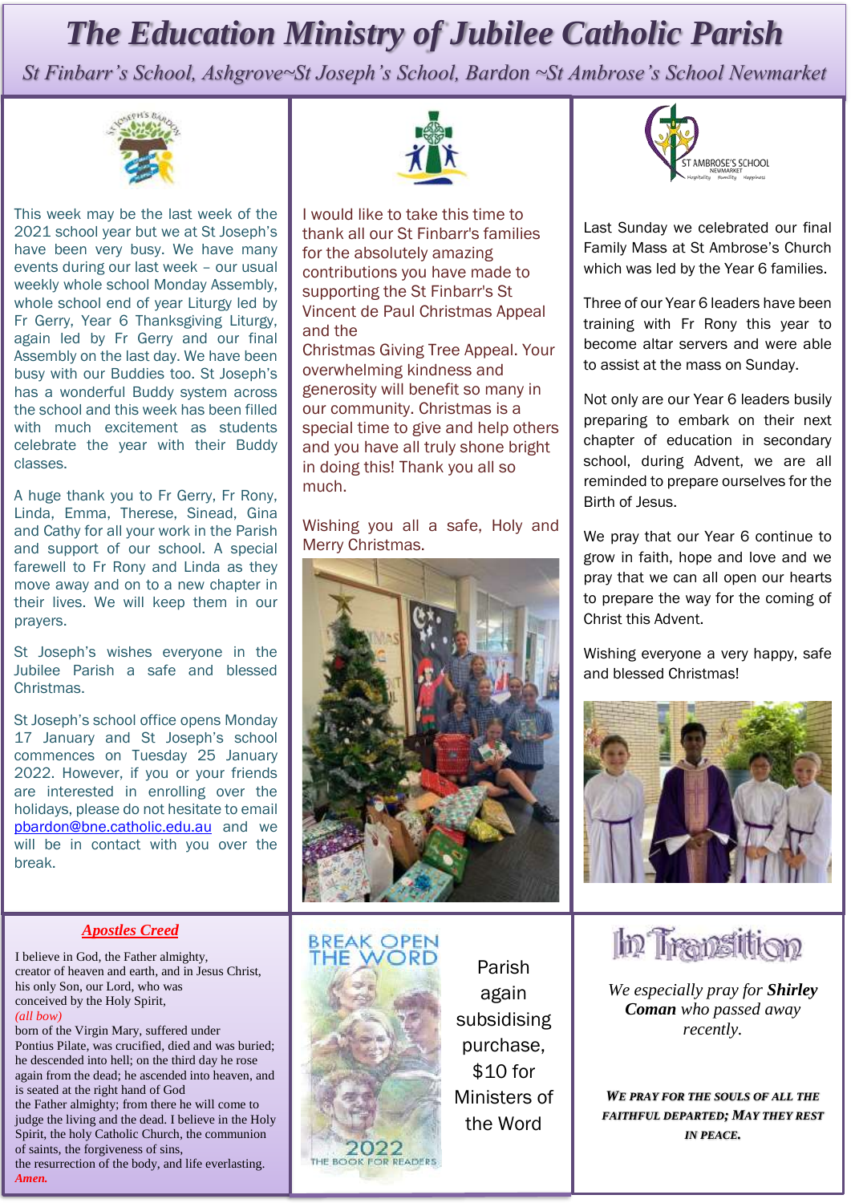# The Education Ministry of Jubilee Catholic Parish

*St Finbarr's School, Ashgrove~St Joseph's School, Bardon ~St Ambrose's School Newmarket*

This week may be the last week of the 2021 school year but we at St Joseph's have been very busy. We have many events during our last week – our usual weekly whole school Monday Assembly, whole school end of year Liturgy led by Fr Gerry, Year 6 Thanksgiving Liturgy, again led by Fr Gerry and our final Assembly on the last day. We have been busy with our Buddies too. St Joseph's has a wonderful Buddy system across the school and this week has been filled with much excitement as students celebrate the year with their Buddy classes.

A huge thank you to Fr Gerry, Fr Rony, Linda, Emma, Therese, Sinead, Gina and Cathy for all your work in the Parish and support of our school. A special farewell to Fr Rony and Linda as they move away and on to a new chapter in their lives. We will keep them in our prayers.

St Joseph's wishes everyone in the Jubilee Parish a safe and blessed Christmas.

St Joseph's school office opens Monday 17 January and St Joseph's school commences on Tuesday 25 January 2022. However, if you or your friends are interested in enrolling over the holidays, please do not hesitate to email pbardon@bne.catholic.edu.au and we will be in contact with you over the break.

I would like to take this time to thank all our St Finbarr's families for the absolutely amazing contributions you have made to supporting the St Finbarr's St Vincent de Paul Christmas Appeal and the Christmas Giving Tree Appeal. Your overwhelming kindness and generosity will benefit so many in our community. Christmas is a special time to give and help others and you have all truly shone bright in doing this! Thank you all so much.

Wishing you all a safe, Holy and Merry Christmas.

Last Sunday we celebrated our final Family Mass at St Ambrose's Church which was led by the Year 6 families.

Three of our Year 6 leaders have been training with Fr Rony this year to become altar servers and were able to assist at the mass on Sunday.

Not only are our Year 6 leaders busily preparing to embark on their next chapter of education in secondary school, during Advent, we are all reminded to prepare ourselves for the Birth of Jesus.

We pray that our Year 6 continue to grow in faith, hope and love and we pray that we can all open our hearts to prepare the way for the coming of Christ this Advent.

Wishing everyone a very happy, safe and blessed Christmas!

## *Apostles Creed*

I believe in God, the Father almighty,
creator of heaven and earth, and in Jesus Christ,
his only Son, our Lord, who was
conceived by the Holy Spirit,
*(all bow)*
born of the Virgin Mary, suffered under
Pontius Pilate, was crucified, died and was buried;
he descended into hell; on the third day he rose
again from the dead; he ascended into heaven, and
is seated at the right hand of God
the Father almighty; from there he will come to
judge the living and the dead. I believe in the Holy
Spirit, the holy Catholic Church, the communion
of saints, the forgiveness of sins,
the resurrection of the body, and life everlasting.
***Amen.***

BREAK OPEN THE WORD 2022 THE BOOK FOR READERS

Parish again subsidising purchase, $10 for Ministers of the Word

## In Transition

*We especially pray for **Shirley Coman** who passed away recently.*

***WE PRAY FOR THE SOULS OF ALL THE FAITHFUL DEPARTED; MAY THEY REST IN PEACE.***